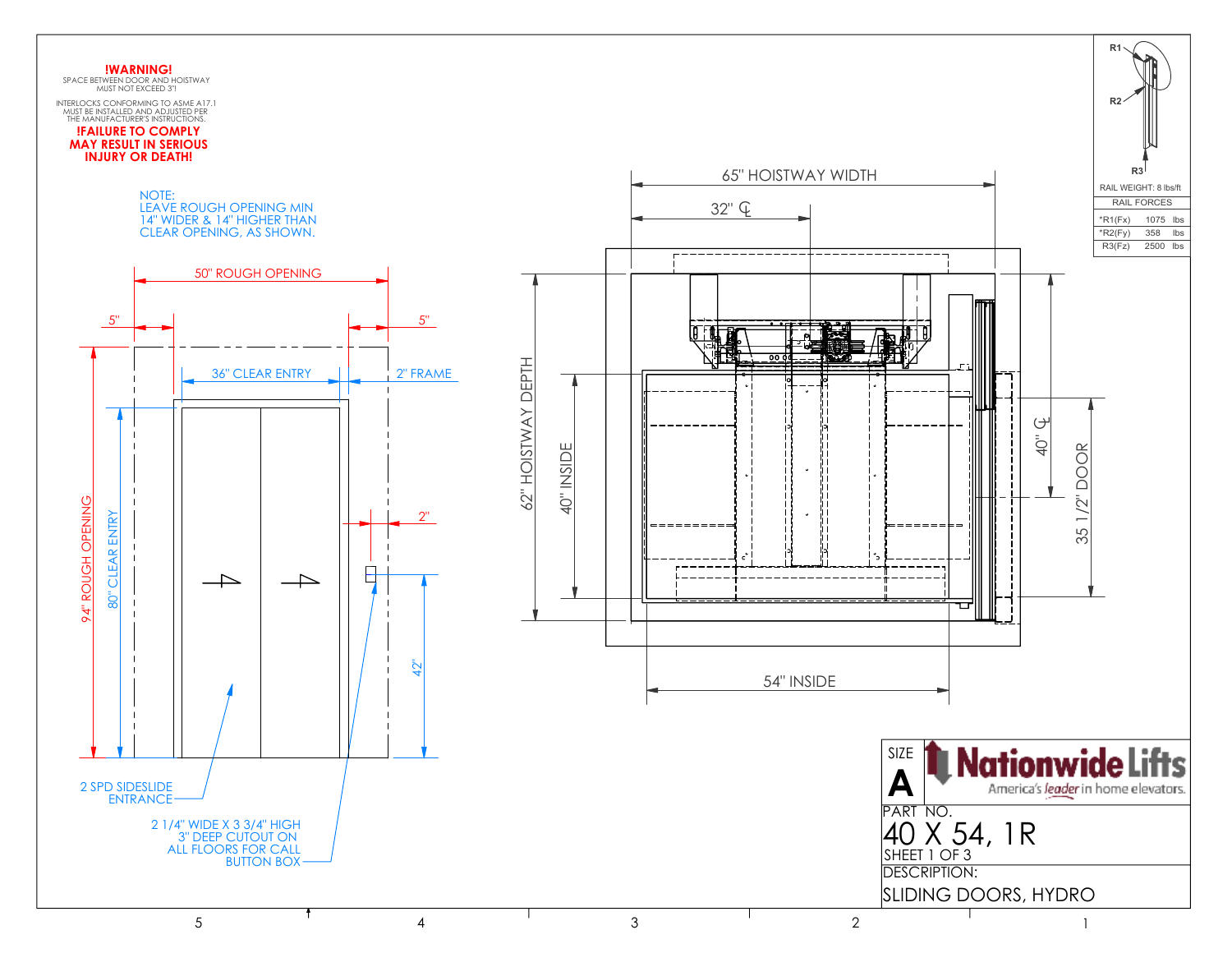**!WARNING!**
SPACE BETWEEN DOOR AND HOISTWAY MUST NOT EXCEED 3"!

INTERLOCKS CONFORMING TO ASME A17.1 MUST BE INSTALLED AND ADJUSTED PER THE MANUFACTURER'S INSTRUCTIONS.

**!FAILURE TO COMPLY MAY RESULT IN SERIOUS INJURY OR DEATH!**

NOTE:
LEAVE ROUGH OPENING MIN 14" WIDER & 14" HIGHER THAN CLEAR OPENING, AS SHOWN.

50" ROUGH OPENING

5"

5"

36" CLEAR ENTRY

2" FRAME

2"

94" ROUGH OPENING

80" CLEAR ENTRY

42"

2 SPD SIDESLIDE ENTRANCE

2 1/4" WIDE X 3 3/4" HIGH 3" DEEP CUTOUT ON ALL FLOORS FOR CALL BUTTON BOX

65" HOISTWAY WIDTH

32" ℄

62" HOISTWAY DEPTH

40" INSIDE

40" ℄

35 1/2" DOOR

54" INSIDE

R1

R2

R3

RAIL WEIGHT: 8 lbs/ft

| RAIL FORCES | | |
|---|---|---|
| *R1(Fx) | 1075 | lbs |
| *R2(Fy) | 358 | lbs |
| R3(Fz) | 2500 | lbs |

SIZE
**A**

**Nationwide Lifts**
America's *leader* in home elevators.

PART NO.
40 X 54, 1R
SHEET 1 OF 3

DESCRIPTION:
SLIDING DOORS, HYDRO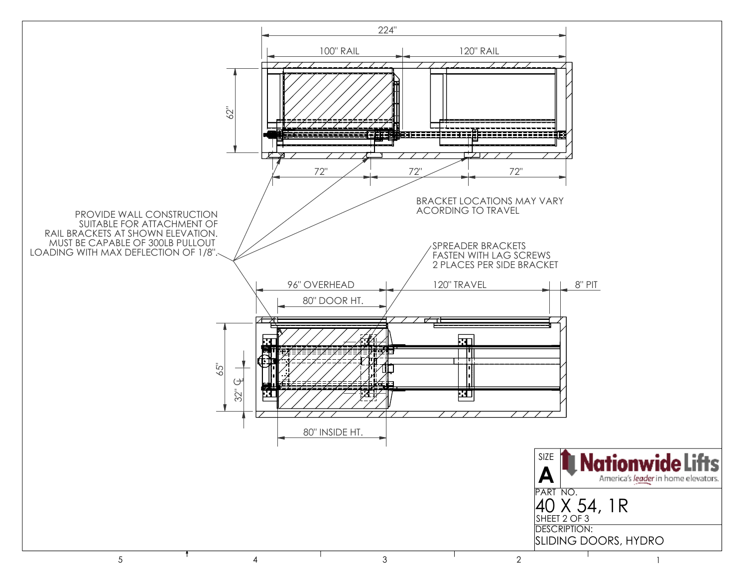224"

100" RAIL

120" RAIL

62"

72"

72"

72"

BRACKET LOCATIONS MAY VARY ACORDING TO TRAVEL

PROVIDE WALL CONSTRUCTION SUITABLE FOR ATTACHMENT OF RAIL BRACKETS AT SHOWN ELEVATION. MUST BE CAPABLE OF 300LB PULLOUT LOADING WITH MAX DEFLECTION OF 1/8".

SPREADER BRACKETS FASTEN WITH LAG SCREWS 2 PLACES PER SIDE BRACKET

96" OVERHEAD

120" TRAVEL

8" PIT

80" DOOR HT.

65"

32" ℄

80" INSIDE HT.

| SIZE | Nationwide Lifts — America's leader in home elevators. |
| --- | --- |
| A | |
| PART NO. | |
| 40 X 54, 1R | |
| SHEET 2 OF 3 | |
| DESCRIPTION: | |
| SLIDING DOORS, HYDRO | |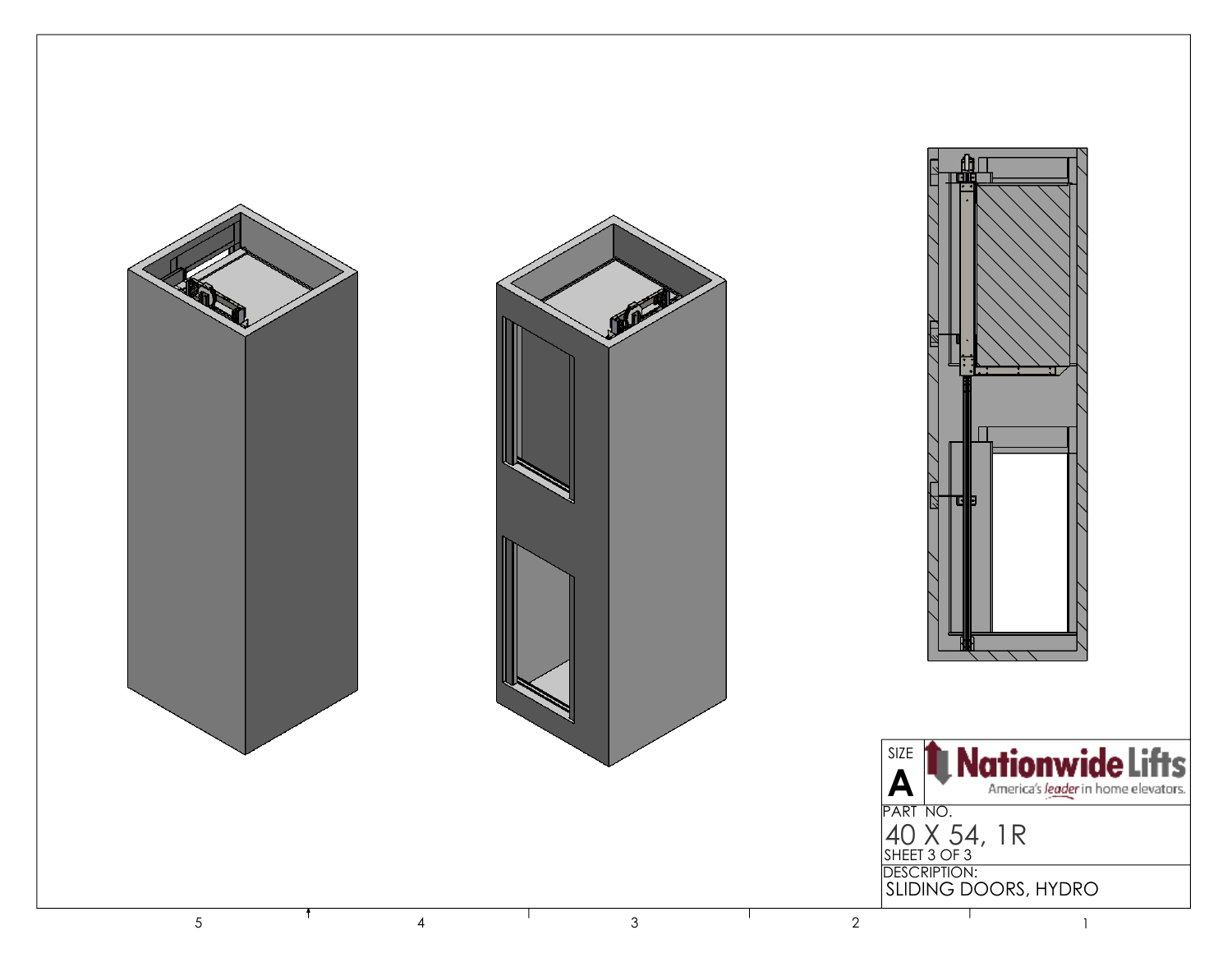SIZE

A

**Nationwide Lifts**

America's *leader* in home elevators.

PART NO.

40 X 54, 1R

SHEET 3 OF 3

DESCRIPTION:

SLIDING DOORS, HYDRO

5 4 3 2 1